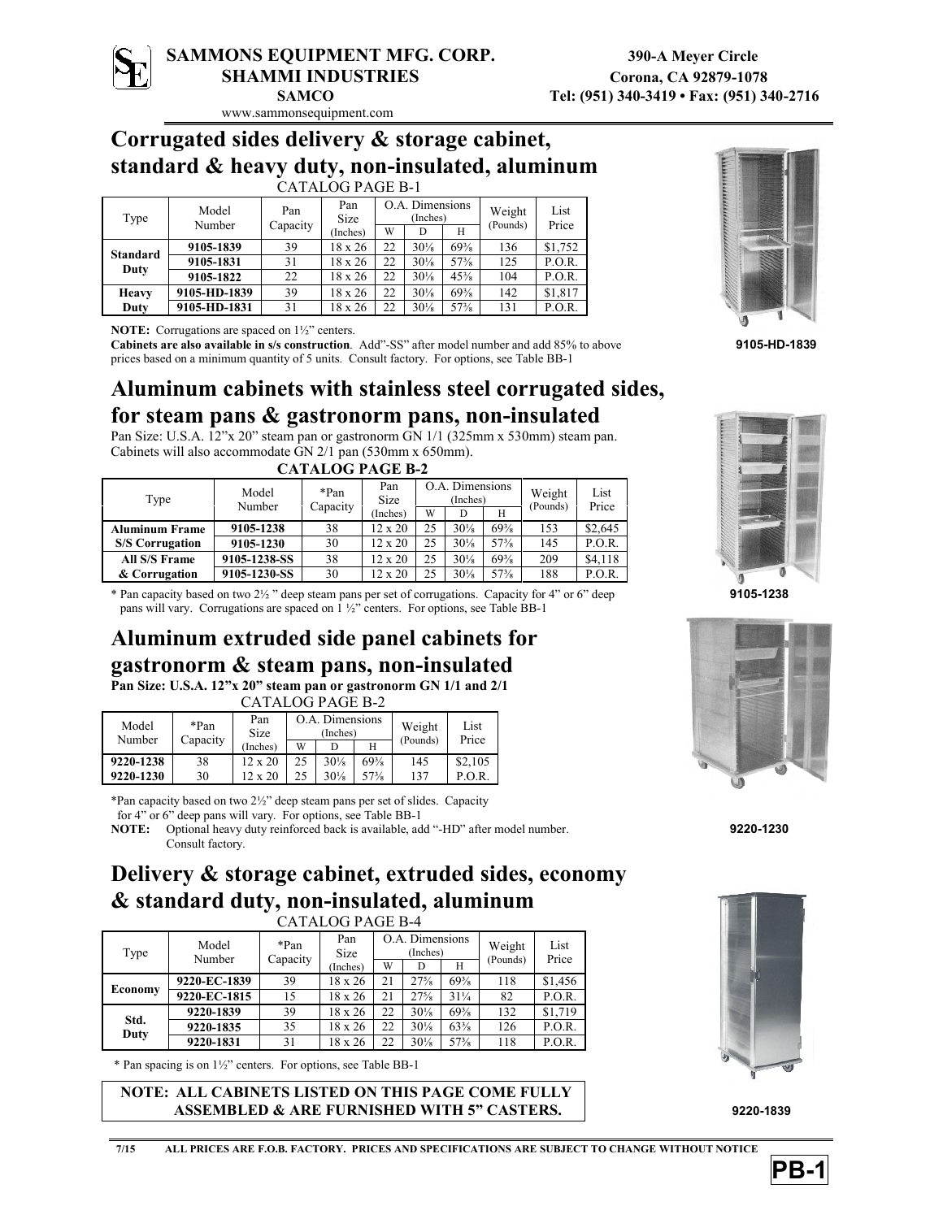**SAMMONS EQUIPMENT MFG. CORP.**
**SHAMMI INDUSTRIES**
**SAMCO**
www.sammonsequipment.com

**390-A Meyer Circle**
**Corona, CA 92879-1078**
**Tel: (951) 340-3419 • Fax: (951) 340-2716**

## Corrugated sides delivery & storage cabinet, standard & heavy duty, non-insulated, aluminum

CATALOG PAGE B-1

| Type | Model Number | Pan Capacity | Pan Size (Inches) | O.A. Dimensions (Inches) | | | Weight (Pounds) | List Price |
|---|---|---|---|---|---|---|---|---|
| | | | | W | D | H | | |
| **Standard Duty** | **9105-1839** | 39 | 18 x 26 | 22 | 30⅛ | 69⅜ | 136 | $1,752 |
| | **9105-1831** | 31 | 18 x 26 | 22 | 30⅛ | 57⅜ | 125 | P.O.R. |
| | **9105-1822** | 22 | 18 x 26 | 22 | 30⅛ | 45⅜ | 104 | P.O.R. |
| **Heavy Duty** | **9105-HD-1839** | 39 | 18 x 26 | 22 | 30⅛ | 69⅜ | 142 | $1,817 |
| | **9105-HD-1831** | 31 | 18 x 26 | 22 | 30⅛ | 57⅜ | 131 | P.O.R. |

**NOTE:** Corrugations are spaced on 1½" centers.
**Cabinets are also available in s/s construction**. Add"-SS" after model number and add 85% to above prices based on a minimum quantity of 5 units. Consult factory. For options, see Table BB-1

**9105-HD-1839**

## Aluminum cabinets with stainless steel corrugated sides, for steam pans & gastronorm pans, non-insulated

Pan Size: U.S.A. 12"x 20" steam pan or gastronorm GN 1/1 (325mm x 530mm) steam pan. Cabinets will also accommodate GN 2/1 pan (530mm x 650mm).

**CATALOG PAGE B-2**

| Type | Model Number | *Pan Capacity | Pan Size (Inches) | O.A. Dimensions (Inches) | | | Weight (Pounds) | List Price |
|---|---|---|---|---|---|---|---|---|
| | | | | W | D | H | | |
| **Aluminum Frame S/S Corrugation** | **9105-1238** | 38 | 12 x 20 | 25 | 30⅛ | 69⅜ | 153 | $2,645 |
| | **9105-1230** | 30 | 12 x 20 | 25 | 30⅛ | 57⅜ | 145 | P.O.R. |
| **All S/S Frame & Corrugation** | **9105-1238-SS** | 38 | 12 x 20 | 25 | 30⅛ | 69⅜ | 209 | $4,118 |
| | **9105-1230-SS** | 30 | 12 x 20 | 25 | 30⅛ | 57⅜ | 188 | P.O.R. |

\* Pan capacity based on two 2½ " deep steam pans per set of corrugations. Capacity for 4" or 6" deep pans will vary. Corrugations are spaced on 1 ½" centers. For options, see Table BB-1

**9105-1238**

## Aluminum extruded side panel cabinets for gastronorm & steam pans, non-insulated

**Pan Size: U.S.A. 12"x 20" steam pan or gastronorm GN 1/1 and 2/1**

CATALOG PAGE B-2

| Model Number | *Pan Capacity | Pan Size (Inches) | O.A. Dimensions (Inches) | | | Weight (Pounds) | List Price |
|---|---|---|---|---|---|---|---|
| | | | W | D | H | | |
| **9220-1238** | 38 | 12 x 20 | 25 | 30⅛ | 69⅜ | 145 | $2,105 |
| **9220-1230** | 30 | 12 x 20 | 25 | 30⅛ | 57⅜ | 137 | P.O.R. |

\*Pan capacity based on two 2½" deep steam pans per set of slides. Capacity for 4" or 6" deep pans will vary. For options, see Table BB-1

**NOTE:** Optional heavy duty reinforced back is available, add "-HD" after model number. Consult factory.

**9220-1230**

## Delivery & storage cabinet, extruded sides, economy & standard duty, non-insulated, aluminum

CATALOG PAGE B-4

| Type | Model Number | *Pan Capacity | Pan Size (Inches) | O.A. Dimensions (Inches) | | | Weight (Pounds) | List Price |
|---|---|---|---|---|---|---|---|---|
| | | | | W | D | H | | |
| **Economy** | **9220-EC-1839** | 39 | 18 x 26 | 21 | 27⅝ | 69⅜ | 118 | $1,456 |
| | **9220-EC-1815** | 15 | 18 x 26 | 21 | 27⅝ | 31¼ | 82 | P.O.R. |
| **Std. Duty** | **9220-1839** | 39 | 18 x 26 | 22 | 30⅛ | 69⅜ | 132 | $1,719 |
| | **9220-1835** | 35 | 18 x 26 | 22 | 30⅛ | 63⅜ | 126 | P.O.R. |
| | **9220-1831** | 31 | 18 x 26 | 22 | 30⅛ | 57⅜ | 118 | P.O.R. |

\* Pan spacing is on 1½" centers. For options, see Table BB-1

**NOTE: ALL CABINETS LISTED ON THIS PAGE COME FULLY ASSEMBLED & ARE FURNISHED WITH 5" CASTERS.**

**9220-1839**

7/15 ALL PRICES ARE F.O.B. FACTORY. PRICES AND SPECIFICATIONS ARE SUBJECT TO CHANGE WITHOUT NOTICE

**PB-1**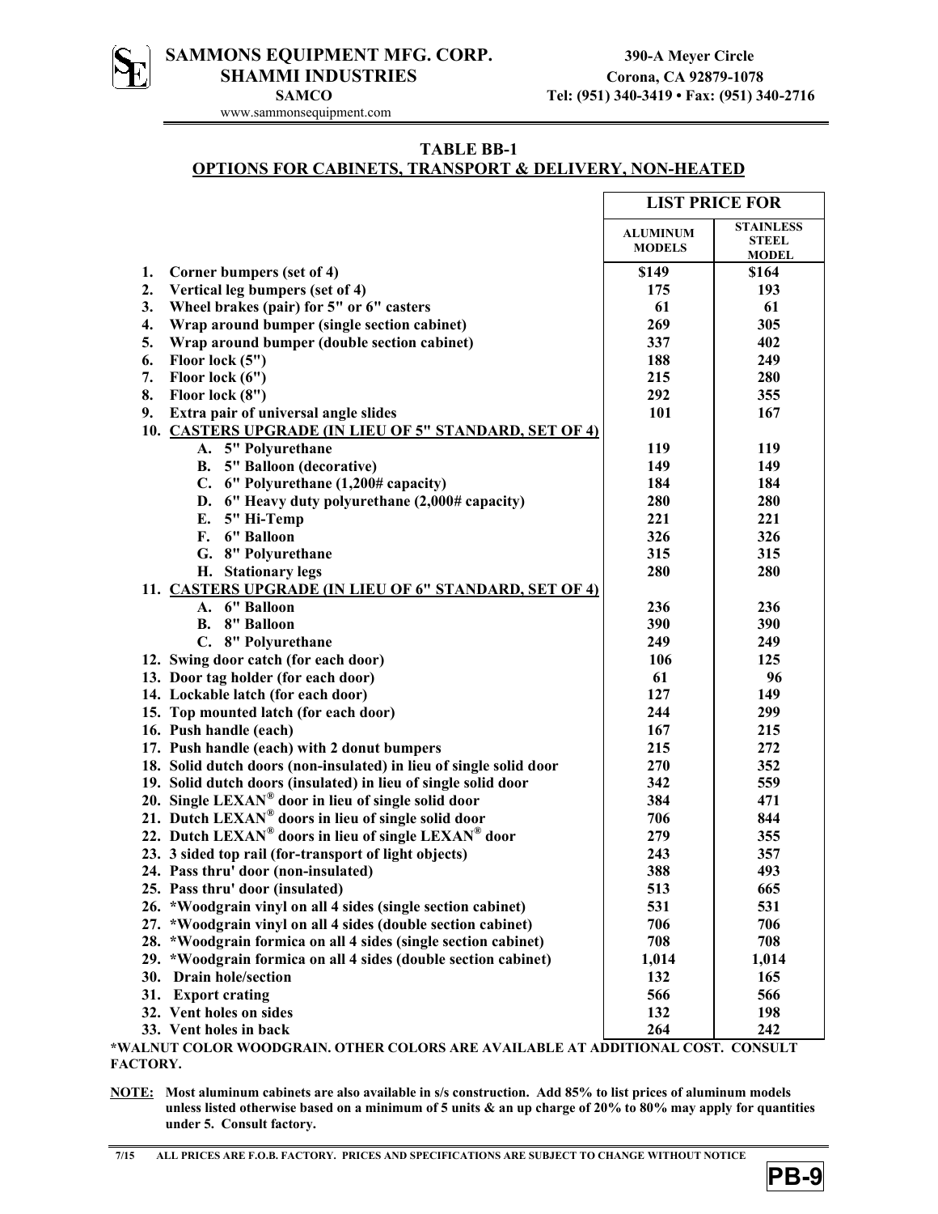## TABLE BB-1

## OPTIONS FOR CABINETS, TRANSPORT & DELIVERY, NON-HEATED

| | LIST PRICE FOR | |
|---|---|---|
| | ALUMINUM MODELS | STAINLESS STEEL MODEL |
| 1. Corner bumpers (set of 4) | $149 | $164 |
| 2. Vertical leg bumpers (set of 4) | 175 | 193 |
| 3. Wheel brakes (pair) for 5" or 6" casters | 61 | 61 |
| 4. Wrap around bumper (single section cabinet) | 269 | 305 |
| 5. Wrap around bumper (double section cabinet) | 337 | 402 |
| 6. Floor lock (5") | 188 | 249 |
| 7. Floor lock (6") | 215 | 280 |
| 8. Floor lock (8") | 292 | 355 |
| 9. Extra pair of universal angle slides | 101 | 167 |
| 10. CASTERS UPGRADE (IN LIEU OF 5" STANDARD, SET OF 4) | | |
| A. 5" Polyurethane | 119 | 119 |
| B. 5" Balloon (decorative) | 149 | 149 |
| C. 6" Polyurethane (1,200# capacity) | 184 | 184 |
| D. 6" Heavy duty polyurethane (2,000# capacity) | 280 | 280 |
| E. 5" Hi-Temp | 221 | 221 |
| F. 6" Balloon | 326 | 326 |
| G. 8" Polyurethane | 315 | 315 |
| H. Stationary legs | 280 | 280 |
| 11. CASTERS UPGRADE (IN LIEU OF 6" STANDARD, SET OF 4) | | |
| A. 6" Balloon | 236 | 236 |
| B. 8" Balloon | 390 | 390 |
| C. 8" Polyurethane | 249 | 249 |
| 12. Swing door catch (for each door) | 106 | 125 |
| 13. Door tag holder (for each door) | 61 | 96 |
| 14. Lockable latch (for each door) | 127 | 149 |
| 15. Top mounted latch (for each door) | 244 | 299 |
| 16. Push handle (each) | 167 | 215 |
| 17. Push handle (each) with 2 donut bumpers | 215 | 272 |
| 18. Solid dutch doors (non-insulated) in lieu of single solid door | 270 | 352 |
| 19. Solid dutch doors (insulated) in lieu of single solid door | 342 | 559 |
| 20. Single LEXAN® door in lieu of single solid door | 384 | 471 |
| 21. Dutch LEXAN® doors in lieu of single solid door | 706 | 844 |
| 22. Dutch LEXAN® doors in lieu of single LEXAN® door | 279 | 355 |
| 23. 3 sided top rail (for-transport of light objects) | 243 | 357 |
| 24. Pass thru' door (non-insulated) | 388 | 493 |
| 25. Pass thru' door (insulated) | 513 | 665 |
| 26. *Woodgrain vinyl on all 4 sides (single section cabinet) | 531 | 531 |
| 27. *Woodgrain vinyl on all 4 sides (double section cabinet) | 706 | 706 |
| 28. *Woodgrain formica on all 4 sides (single section cabinet) | 708 | 708 |
| 29. *Woodgrain formica on all 4 sides (double section cabinet) | 1,014 | 1,014 |
| 30. Drain hole/section | 132 | 165 |
| 31. Export crating | 566 | 566 |
| 32. Vent holes on sides | 132 | 198 |
| 33. Vent holes in back | 264 | 242 |

**\*WALNUT COLOR WOODGRAIN. OTHER COLORS ARE AVAILABLE AT ADDITIONAL COST. CONSULT FACTORY.**

**NOTE: Most aluminum cabinets are also available in s/s construction. Add 85% to list prices of aluminum models unless listed otherwise based on a minimum of 5 units & an up charge of 20% to 80% may apply for quantities under 5. Consult factory.**

7/15 ALL PRICES ARE F.O.B. FACTORY. PRICES AND SPECIFICATIONS ARE SUBJECT TO CHANGE WITHOUT NOTICE